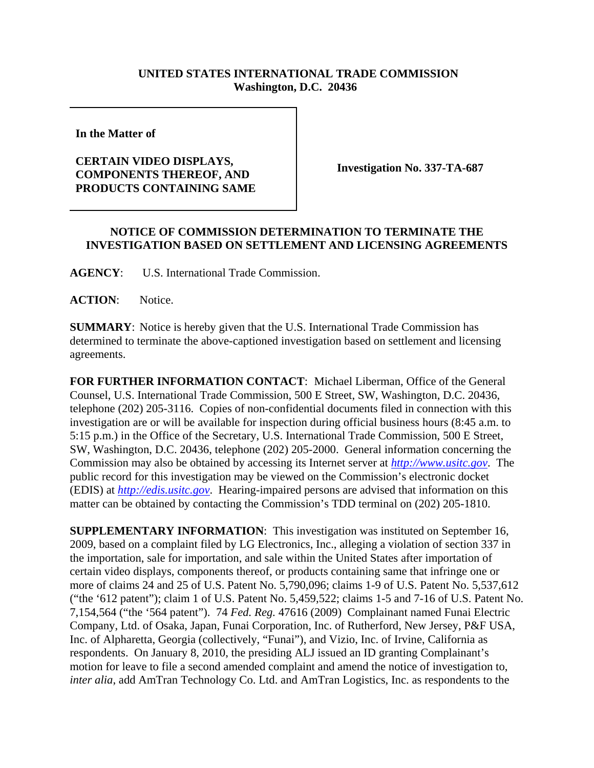**UNITED STATES INTERNATIONAL TRADE COMMISSION**
**Washington, D.C. 20436**

| | |
|---|---|
| **In the Matter of**<br><br>**CERTAIN VIDEO DISPLAYS, COMPONENTS THEREOF, AND PRODUCTS CONTAINING SAME** | **Investigation No. 337-TA-687** |

**NOTICE OF COMMISSION DETERMINATION TO TERMINATE THE INVESTIGATION BASED ON SETTLEMENT AND LICENSING AGREEMENTS**

**AGENCY**: U.S. International Trade Commission.

**ACTION**: Notice.

**SUMMARY**: Notice is hereby given that the U.S. International Trade Commission has determined to terminate the above-captioned investigation based on settlement and licensing agreements.

**FOR FURTHER INFORMATION CONTACT**: Michael Liberman, Office of the General Counsel, U.S. International Trade Commission, 500 E Street, SW, Washington, D.C. 20436, telephone (202) 205-3116. Copies of non-confidential documents filed in connection with this investigation are or will be available for inspection during official business hours (8:45 a.m. to 5:15 p.m.) in the Office of the Secretary, U.S. International Trade Commission, 500 E Street, SW, Washington, D.C. 20436, telephone (202) 205-2000. General information concerning the Commission may also be obtained by accessing its Internet server at *http://www.usitc.gov*. The public record for this investigation may be viewed on the Commission's electronic docket (EDIS) at *http://edis.usitc.gov*. Hearing-impaired persons are advised that information on this matter can be obtained by contacting the Commission's TDD terminal on (202) 205-1810.

**SUPPLEMENTARY INFORMATION**: This investigation was instituted on September 16, 2009, based on a complaint filed by LG Electronics, Inc., alleging a violation of section 337 in the importation, sale for importation, and sale within the United States after importation of certain video displays, components thereof, or products containing same that infringe one or more of claims 24 and 25 of U.S. Patent No. 5,790,096; claims 1-9 of U.S. Patent No. 5,537,612 ("the '612 patent"); claim 1 of U.S. Patent No. 5,459,522; claims 1-5 and 7-16 of U.S. Patent No. 7,154,564 ("the '564 patent"). 74 *Fed. Reg.* 47616 (2009) Complainant named Funai Electric Company, Ltd. of Osaka, Japan, Funai Corporation, Inc. of Rutherford, New Jersey, P&F USA, Inc. of Alpharetta, Georgia (collectively, "Funai"), and Vizio, Inc. of Irvine, California as respondents. On January 8, 2010, the presiding ALJ issued an ID granting Complainant's motion for leave to file a second amended complaint and amend the notice of investigation to, *inter alia*, add AmTran Technology Co. Ltd. and AmTran Logistics, Inc. as respondents to the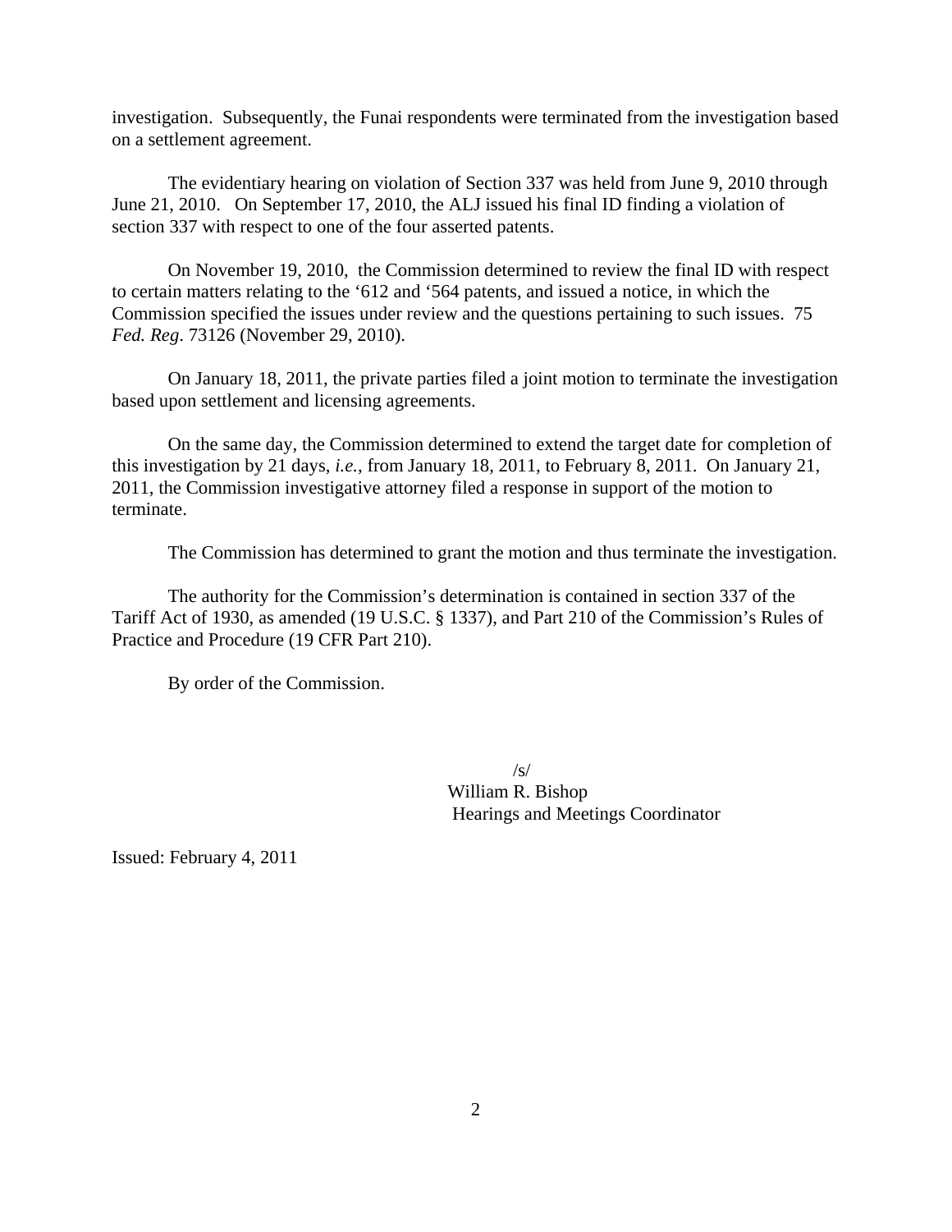investigation. Subsequently, the Funai respondents were terminated from the investigation based on a settlement agreement.

The evidentiary hearing on violation of Section 337 was held from June 9, 2010 through June 21, 2010. On September 17, 2010, the ALJ issued his final ID finding a violation of section 337 with respect to one of the four asserted patents.

On November 19, 2010, the Commission determined to review the final ID with respect to certain matters relating to the '612 and '564 patents, and issued a notice, in which the Commission specified the issues under review and the questions pertaining to such issues. 75 *Fed. Reg.* 73126 (November 29, 2010).

On January 18, 2011, the private parties filed a joint motion to terminate the investigation based upon settlement and licensing agreements.

On the same day, the Commission determined to extend the target date for completion of this investigation by 21 days, *i.e.*, from January 18, 2011, to February 8, 2011. On January 21, 2011, the Commission investigative attorney filed a response in support of the motion to terminate.

The Commission has determined to grant the motion and thus terminate the investigation.

The authority for the Commission's determination is contained in section 337 of the Tariff Act of 1930, as amended (19 U.S.C. § 1337), and Part 210 of the Commission's Rules of Practice and Procedure (19 CFR Part 210).

By order of the Commission.

/s/
William R. Bishop
Hearings and Meetings Coordinator

Issued: February 4, 2011